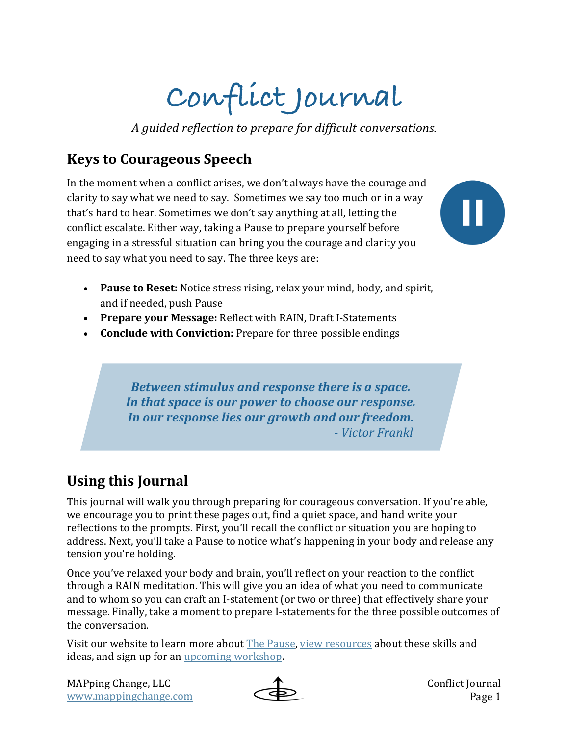# Conflict Journal

*A guided reflection to prepare for difficult conversations.*

## Keys to Courageous Speech

In the moment when a conflict arises, we don't always have the courage and clarity to say what we need to say. Sometimes we say too much or in a way that's hard to hear. Sometimes we don't say anything at all, letting the conflict escalate. Either way, taking a Pause to prepare yourself before engaging in a stressful situation can bring you the courage and clarity you need to say what you need to say. The three keys are:

- **Pause to Reset:** Notice stress rising, relax your mind, body, and spirit, and if needed, push Pause
- **Prepare your Message:** Reflect with RAIN, Draft I-Statements
- **Conclude with Conviction:** Prepare for three possible endings

> ***Between stimulus and response there is a space.***
> ***In that space is our power to choose our response.***
> ***In our response lies our growth and our freedom.***
> *- Victor Frankl*

## Using this Journal

This journal will walk you through preparing for courageous conversation. If you're able, we encourage you to print these pages out, find a quiet space, and hand write your reflections to the prompts. First, you'll recall the conflict or situation you are hoping to address. Next, you'll take a Pause to notice what's happening in your body and release any tension you're holding.

Once you've relaxed your body and brain, you'll reflect on your reaction to the conflict through a RAIN meditation. This will give you an idea of what you need to communicate and to whom so you can craft an I-statement (or two or three) that effectively share your message. Finally, take a moment to prepare I-statements for the three possible outcomes of the conversation.

Visit our website to learn more about The Pause, view resources about these skills and ideas, and sign up for an upcoming workshop.

MAPping Change, LLC
www.mappingchange.com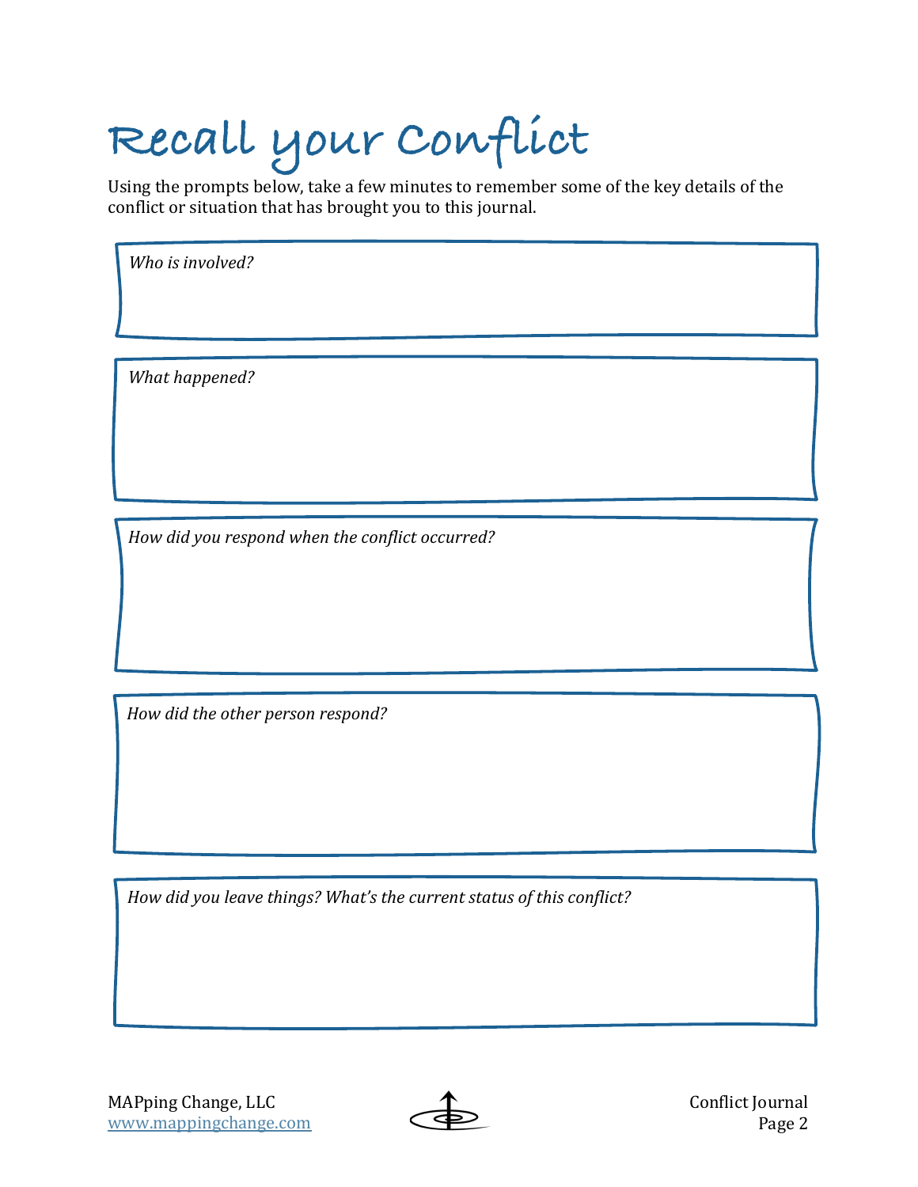# Recall your Conflict

Using the prompts below, take a few minutes to remember some of the key details of the conflict or situation that has brought you to this journal.

*Who is involved?*

*What happened?*

*How did you respond when the conflict occurred?*

*How did the other person respond?*

*How did you leave things? What's the current status of this conflict?*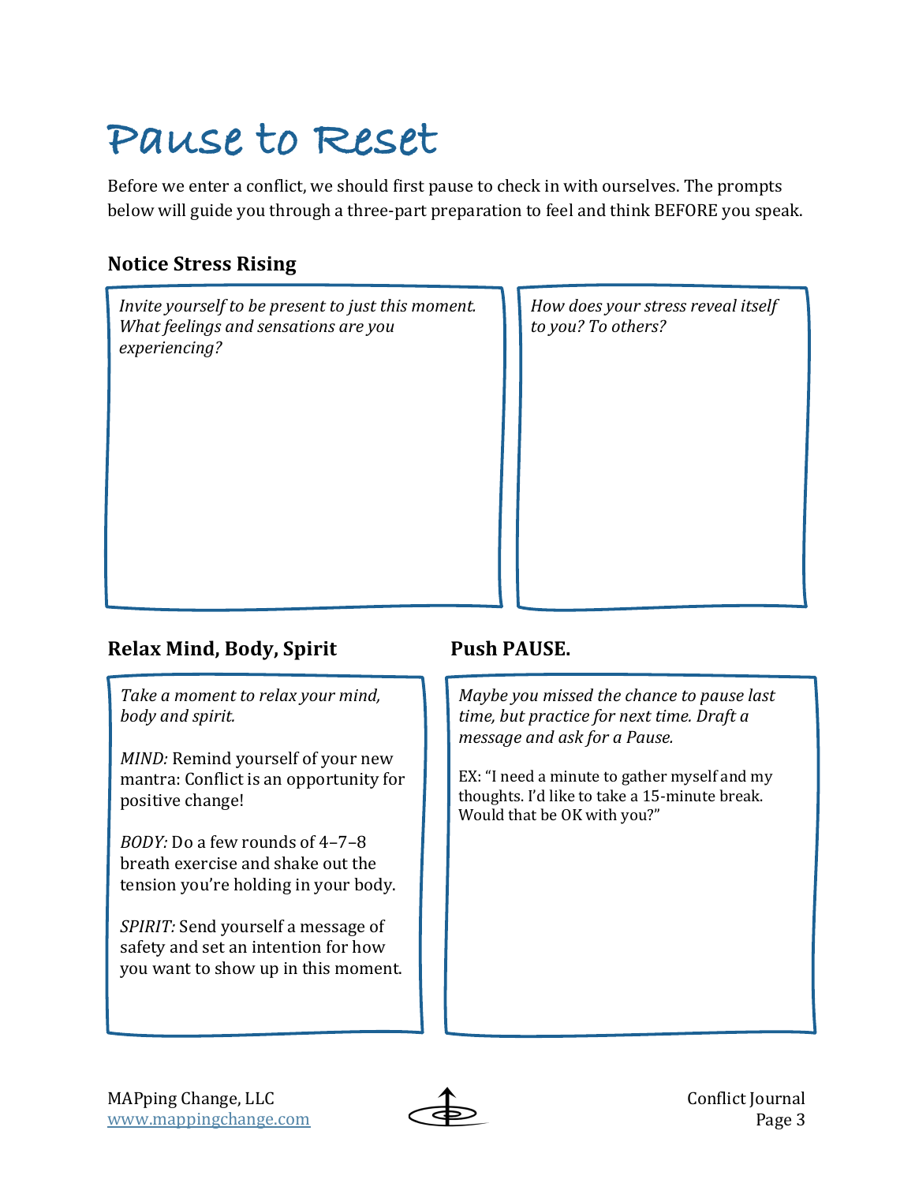# Pause to Reset

Before we enter a conflict, we should first pause to check in with ourselves. The prompts below will guide you through a three-part preparation to feel and think BEFORE you speak.

## Notice Stress Rising

*Invite yourself to be present to just this moment. What feelings and sensations are you experiencing?*

*How does your stress reveal itself to you? To others?*

## Relax Mind, Body, Spirit

*Take a moment to relax your mind, body and spirit.*

*MIND:* Remind yourself of your new mantra: Conflict is an opportunity for positive change!

*BODY:* Do a few rounds of 4–7–8 breath exercise and shake out the tension you're holding in your body.

*SPIRIT:* Send yourself a message of safety and set an intention for how you want to show up in this moment.

## Push PAUSE.

*Maybe you missed the chance to pause last time, but practice for next time. Draft a message and ask for a Pause.*

EX: "I need a minute to gather myself and my thoughts. I'd like to take a 15-minute break. Would that be OK with you?"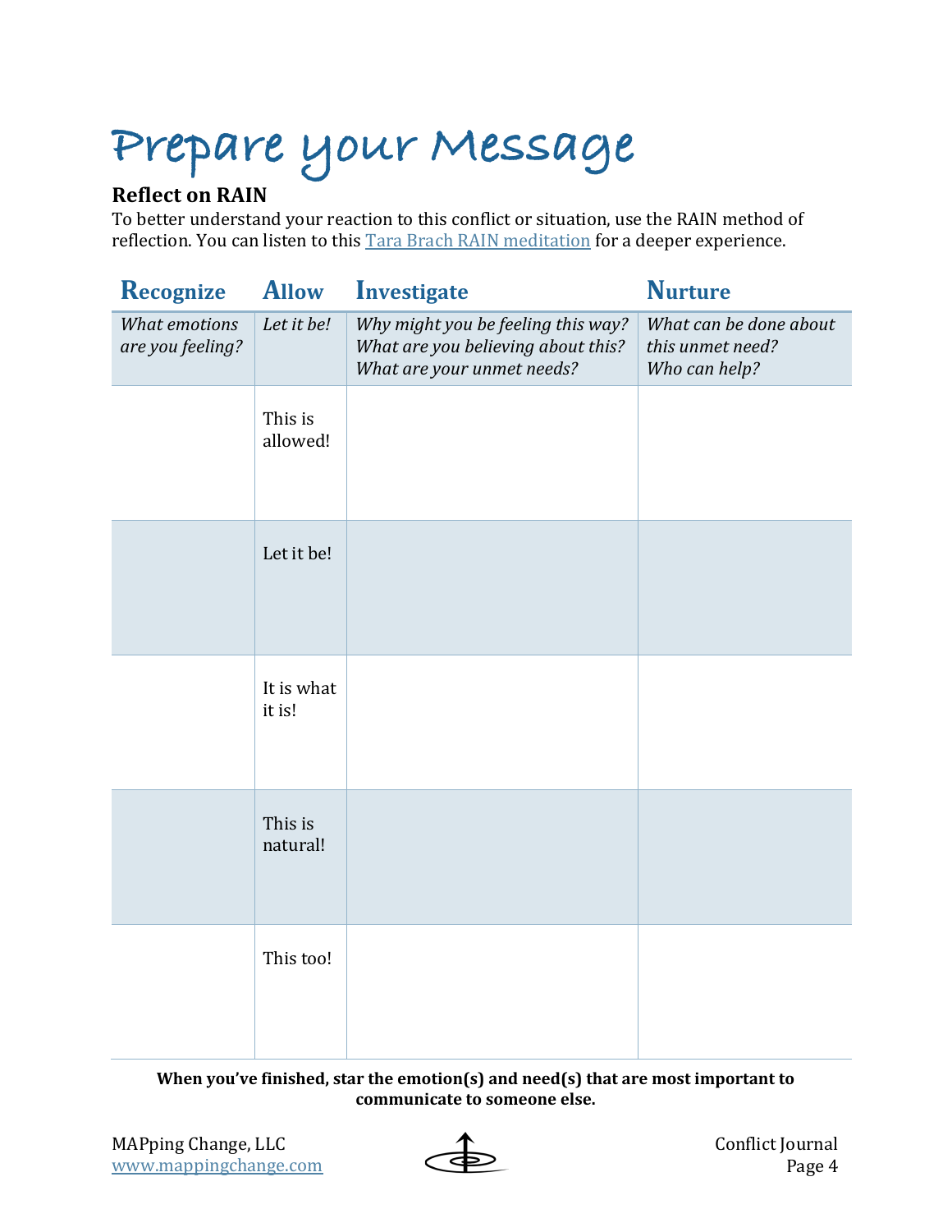# Prepare your Message

**Reflect on RAIN**

To better understand your reaction to this conflict or situation, use the RAIN method of reflection. You can listen to this Tara Brach RAIN meditation for a deeper experience.

| Recognize | Allow | Investigate | Nurture |
|---|---|---|---|
| *What emotions are you feeling?* | *Let it be!* | *Why might you be feeling this way? What are you believing about this? What are your unmet needs?* | *What can be done about this unmet need? Who can help?* |
| | This is allowed! | | |
| | Let it be! | | |
| | It is what it is! | | |
| | This is natural! | | |
| | This too! | | |

**When you've finished, star the emotion(s) and need(s) that are most important to communicate to someone else.**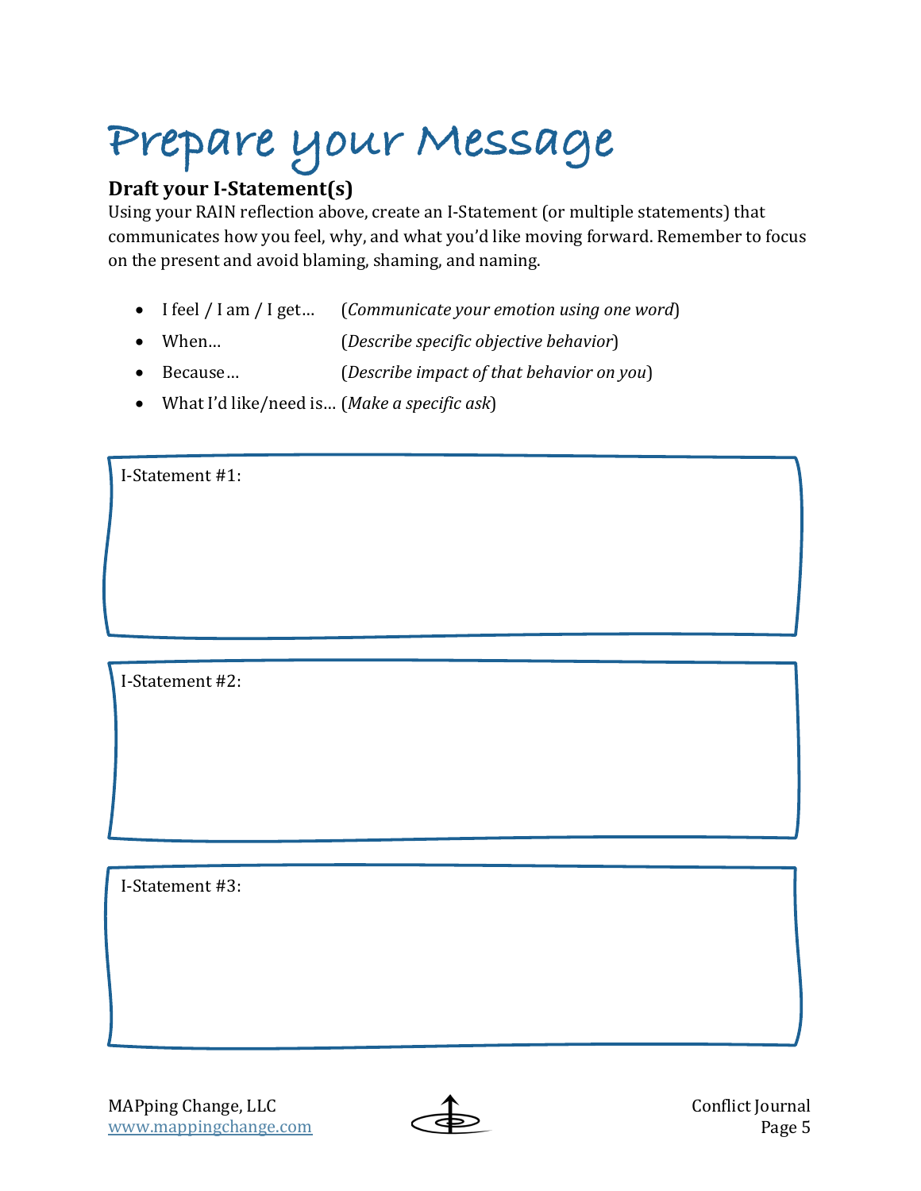# Prepare your Message

## Draft your I-Statement(s)

Using your RAIN reflection above, create an I-Statement (or multiple statements) that communicates how you feel, why, and what you'd like moving forward. Remember to focus on the present and avoid blaming, shaming, and naming.

- I feel / I am / I get… (*Communicate your emotion using one word*)
- When… (*Describe specific objective behavior*)
- Because… (*Describe impact of that behavior on you*)
- What I'd like/need is… (*Make a specific ask*)

I-Statement #1:

I-Statement #2:

I-Statement #3: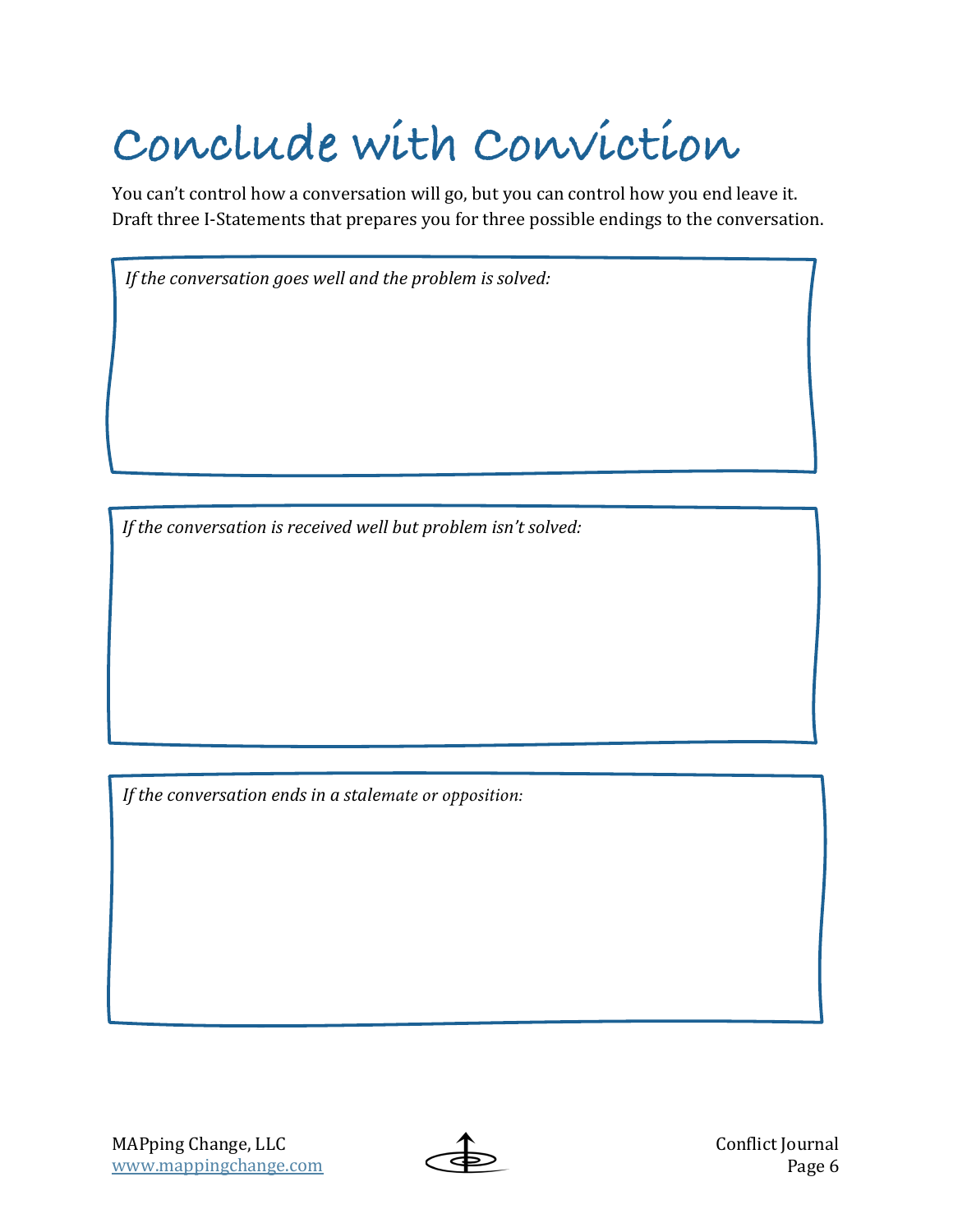# Conclude with Conviction

You can't control how a conversation will go, but you can control how you end leave it. Draft three I-Statements that prepares you for three possible endings to the conversation.

*If the conversation goes well and the problem is solved:*

*If the conversation is received well but problem isn't solved:*

*If the conversation ends in a stalemate or opposition:*